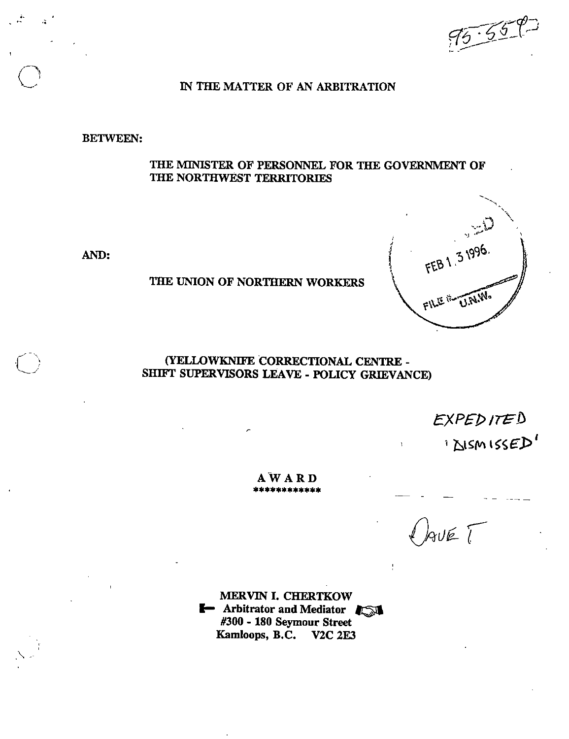95-55

# IN THE MATTER OF AN ARBITRATION

BETWEEN:

THE MINISTER OF PERSONNEL FOR THE GOVERNMENT OF THE NORTHWEST TERRITORIES

AND:

THE UNION OF NORTHERN WORKERS

FEB 13 1996.
FILE # U.N.W.

(YELLOWKNIFE CORRECTIONAL CENTRE - SHIFT SUPERVISORS LEAVE - POLICY GRIEVANCE)

EXPEDITED
'DISMISSED'

## AWARD

************

DAVE T

MERVIN I. CHERTKOW
Arbitrator and Mediator
#300 - 180 Seymour Street
Kamloops, B.C. V2C 2E3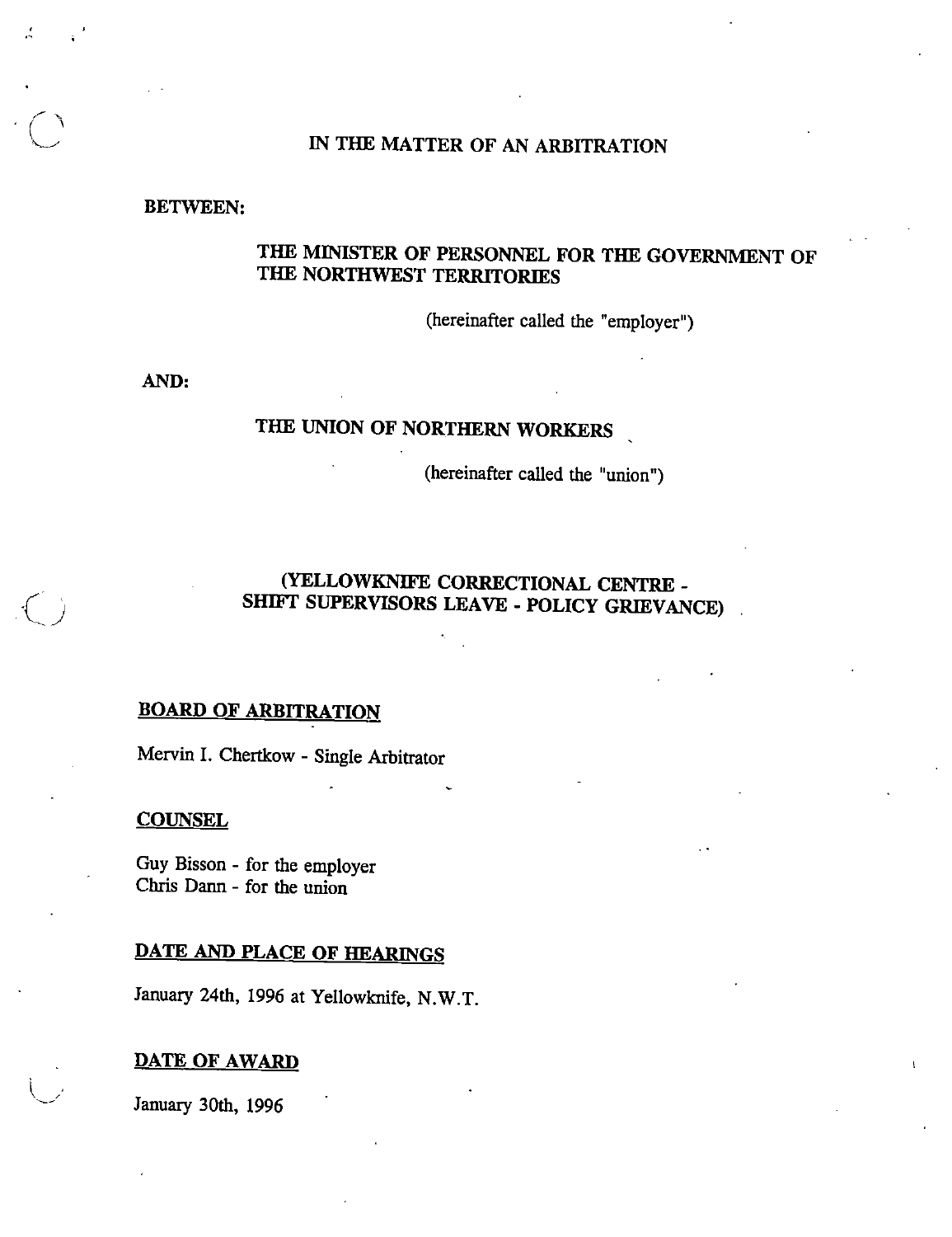# IN THE MATTER OF AN ARBITRATION

**BETWEEN:**

**THE MINISTER OF PERSONNEL FOR THE GOVERNMENT OF THE NORTHWEST TERRITORIES**

(hereinafter called the "employer")

**AND:**

**THE UNION OF NORTHERN WORKERS**

(hereinafter called the "union")

**(YELLOWKNIFE CORRECTIONAL CENTRE - SHIFT SUPERVISORS LEAVE - POLICY GRIEVANCE)**

**BOARD OF ARBITRATION**

Mervin I. Chertkow - Single Arbitrator

**COUNSEL**

Guy Bisson - for the employer
Chris Dann - for the union

**DATE AND PLACE OF HEARINGS**

January 24th, 1996 at Yellowknife, N.W.T.

**DATE OF AWARD**

January 30th, 1996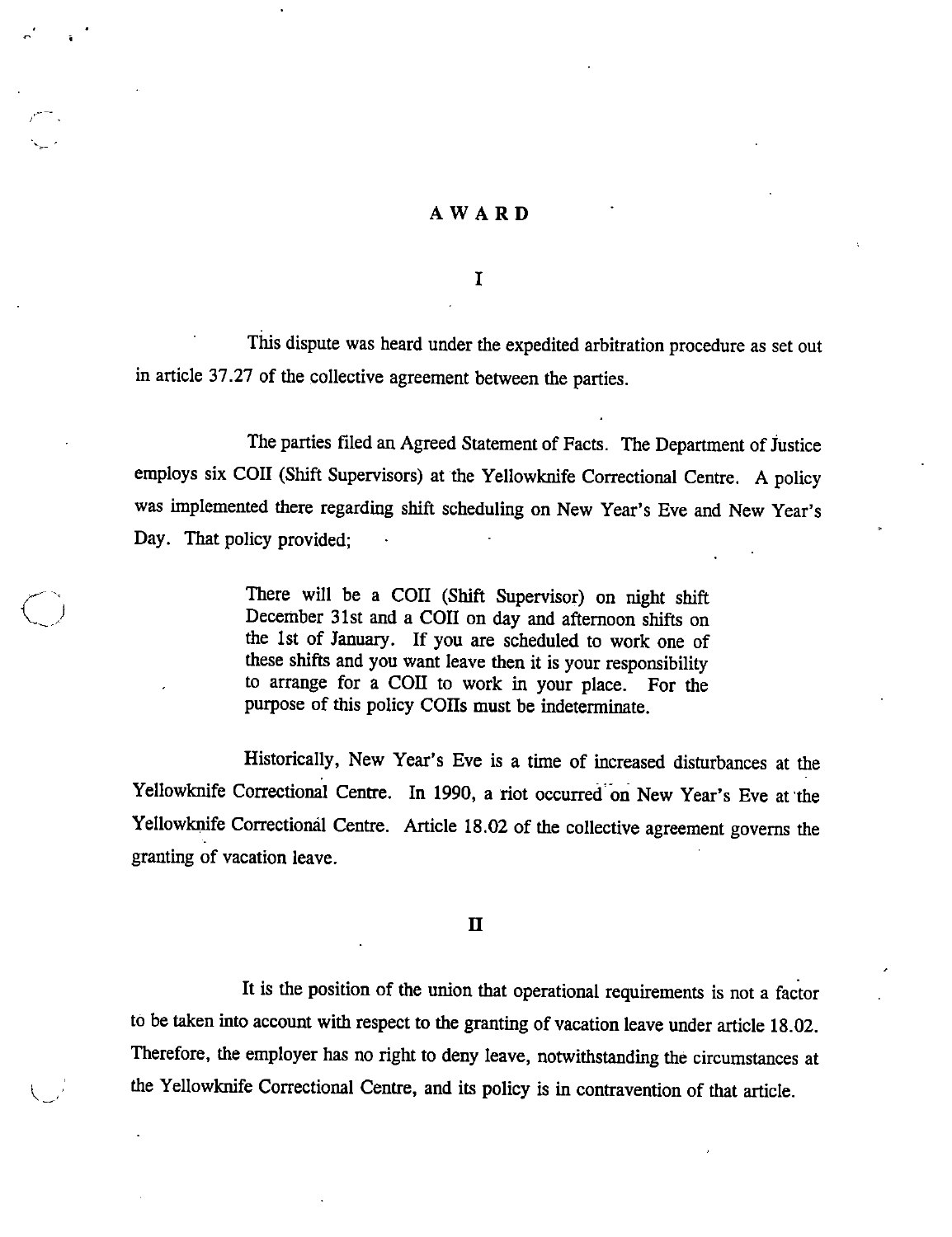# AWARD

## I

This dispute was heard under the expedited arbitration procedure as set out in article 37.27 of the collective agreement between the parties.

The parties filed an Agreed Statement of Facts. The Department of Justice employs six COII (Shift Supervisors) at the Yellowknife Correctional Centre. A policy was implemented there regarding shift scheduling on New Year's Eve and New Year's Day. That policy provided;

> There will be a COII (Shift Supervisor) on night shift December 31st and a COII on day and afternoon shifts on the 1st of January. If you are scheduled to work one of these shifts and you want leave then it is your responsibility to arrange for a COII to work in your place. For the purpose of this policy COIIs must be indeterminate.

Historically, New Year's Eve is a time of increased disturbances at the Yellowknife Correctional Centre. In 1990, a riot occurred on New Year's Eve at the Yellowknife Correctional Centre. Article 18.02 of the collective agreement governs the granting of vacation leave.

## II

It is the position of the union that operational requirements is not a factor to be taken into account with respect to the granting of vacation leave under article 18.02. Therefore, the employer has no right to deny leave, notwithstanding the circumstances at the Yellowknife Correctional Centre, and its policy is in contravention of that article.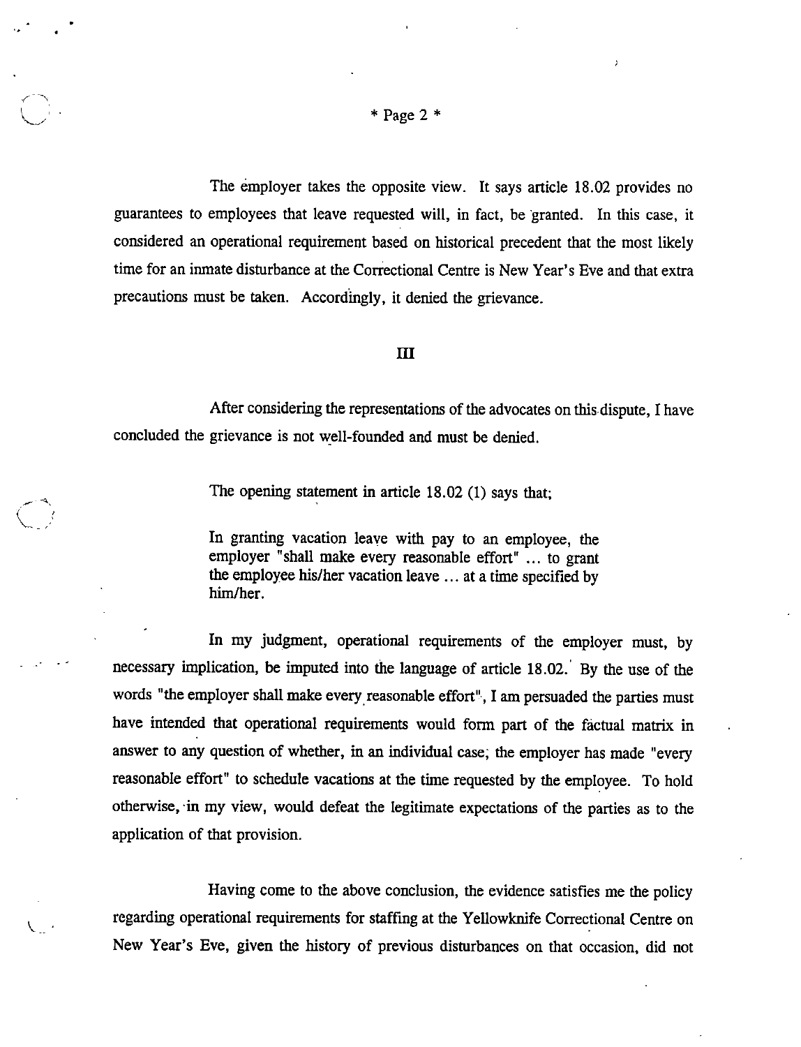The employer takes the opposite view. It says article 18.02 provides no guarantees to employees that leave requested will, in fact, be granted. In this case, it considered an operational requirement based on historical precedent that the most likely time for an inmate disturbance at the Correctional Centre is New Year's Eve and that extra precautions must be taken. Accordingly, it denied the grievance.

## III

After considering the representations of the advocates on this dispute, I have concluded the grievance is not well-founded and must be denied.

The opening statement in article 18.02 (1) says that;

> In granting vacation leave with pay to an employee, the employer "shall make every reasonable effort" ... to grant the employee his/her vacation leave ... at a time specified by him/her.

In my judgment, operational requirements of the employer must, by necessary implication, be imputed into the language of article 18.02. By the use of the words "the employer shall make every reasonable effort", I am persuaded the parties must have intended that operational requirements would form part of the factual matrix in answer to any question of whether, in an individual case, the employer has made "every reasonable effort" to schedule vacations at the time requested by the employee. To hold otherwise, in my view, would defeat the legitimate expectations of the parties as to the application of that provision.

Having come to the above conclusion, the evidence satisfies me the policy regarding operational requirements for staffing at the Yellowknife Correctional Centre on New Year's Eve, given the history of previous disturbances on that occasion, did not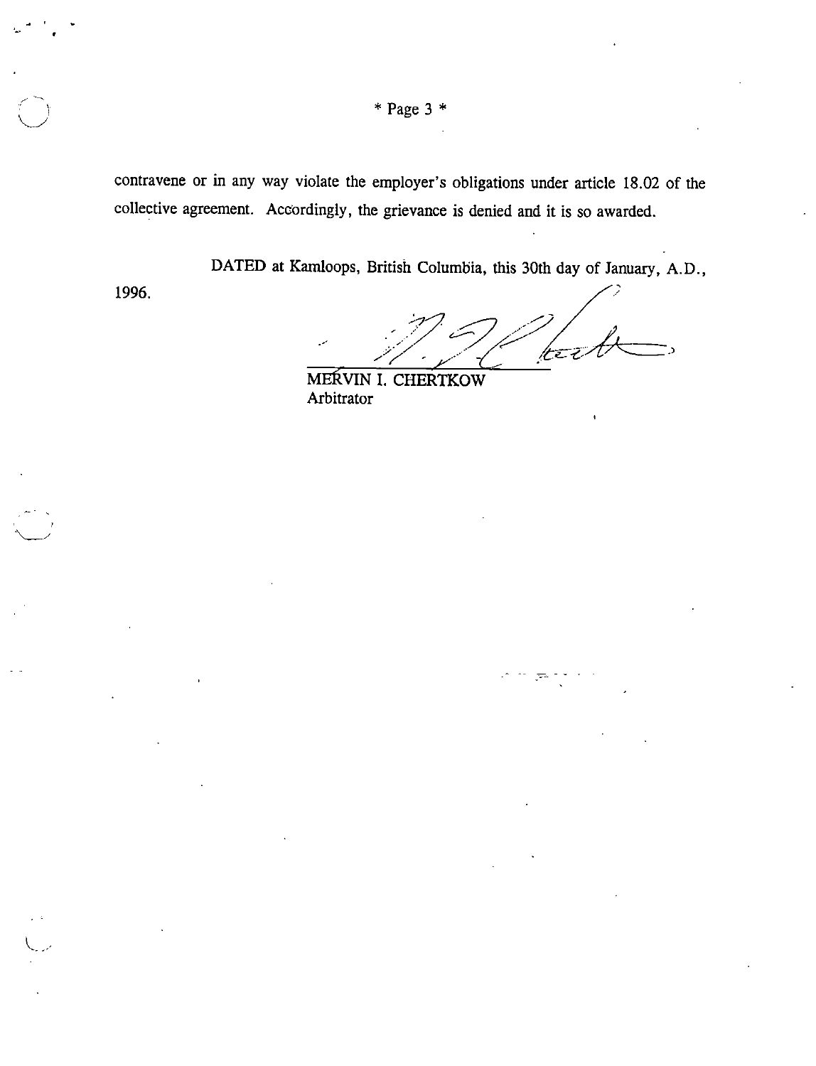contravene or in any way violate the employer's obligations under article 18.02 of the collective agreement. Accordingly, the grievance is denied and it is so awarded.

DATED at Kamloops, British Columbia, this 30th day of January, A.D., 1996.

MERVIN I. CHERTKOW
Arbitrator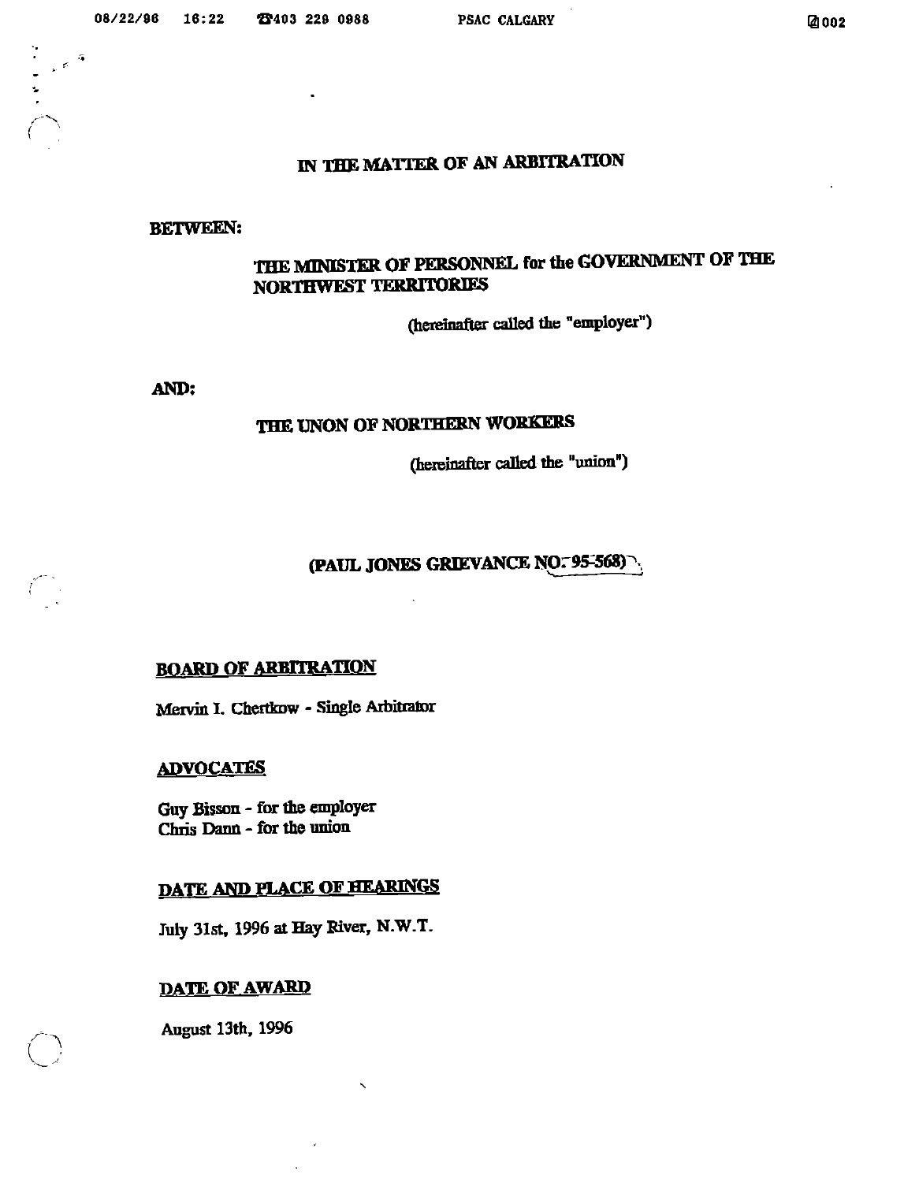# IN THE MATTER OF AN ARBITRATION

**BETWEEN:**

**THE MINISTER OF PERSONNEL for the GOVERNMENT OF THE NORTHWEST TERRITORIES**

(hereinafter called the "employer")

**AND:**

**THE UNON OF NORTHERN WORKERS**

(hereinafter called the "union")

**(PAUL JONES GRIEVANCE NO: 95-568)**

**BOARD OF ARBITRATION**

Mervin I. Chertkow - Single Arbitrator

**ADVOCATES**

Guy Bisson - for the employer
Chris Dann - for the union

**DATE AND PLACE OF HEARINGS**

July 31st, 1996 at Hay River, N.W.T.

**DATE OF AWARD**

August 13th, 1996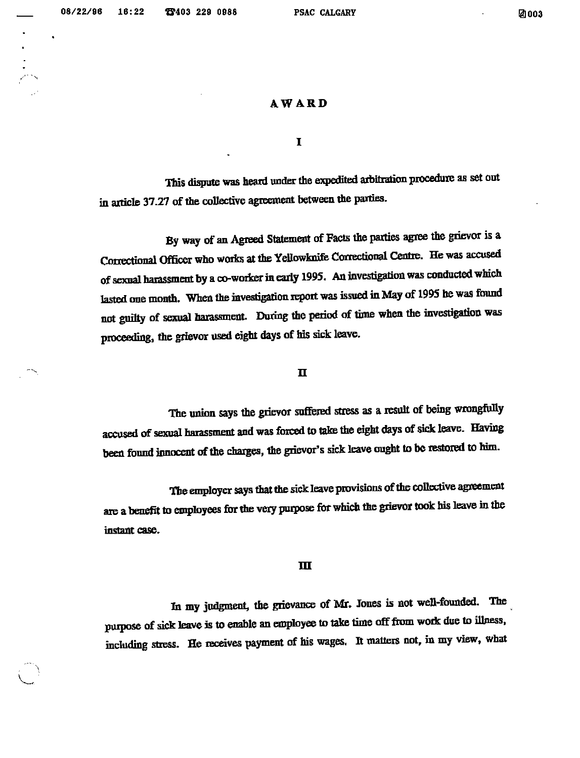# AWARD

## I

This dispute was heard under the expedited arbitration procedure as set out in article 37.27 of the collective agreement between the parties.

By way of an Agreed Statement of Facts the parties agree the grievor is a Correctional Officer who works at the Yellowknife Correctional Centre. He was accused of sexual harassment by a co-worker in early 1995. An investigation was conducted which lasted one month. When the investigation report was issued in May of 1995 he was found not guilty of sexual harassment. During the period of time when the investigation was proceeding, the grievor used eight days of his sick leave.

## II

The union says the grievor suffered stress as a result of being wrongfully accused of sexual harassment and was forced to take the eight days of sick leave. Having been found innocent of the charges, the grievor's sick leave ought to be restored to him.

The employer says that the sick leave provisions of the collective agreement are a benefit to employees for the very purpose for which the grievor took his leave in the instant case.

## III

In my judgment, the grievance of Mr. Jones is not well-founded. The purpose of sick leave is to enable an employee to take time off from work due to illness, including stress. He receives payment of his wages. It matters not, in my view, what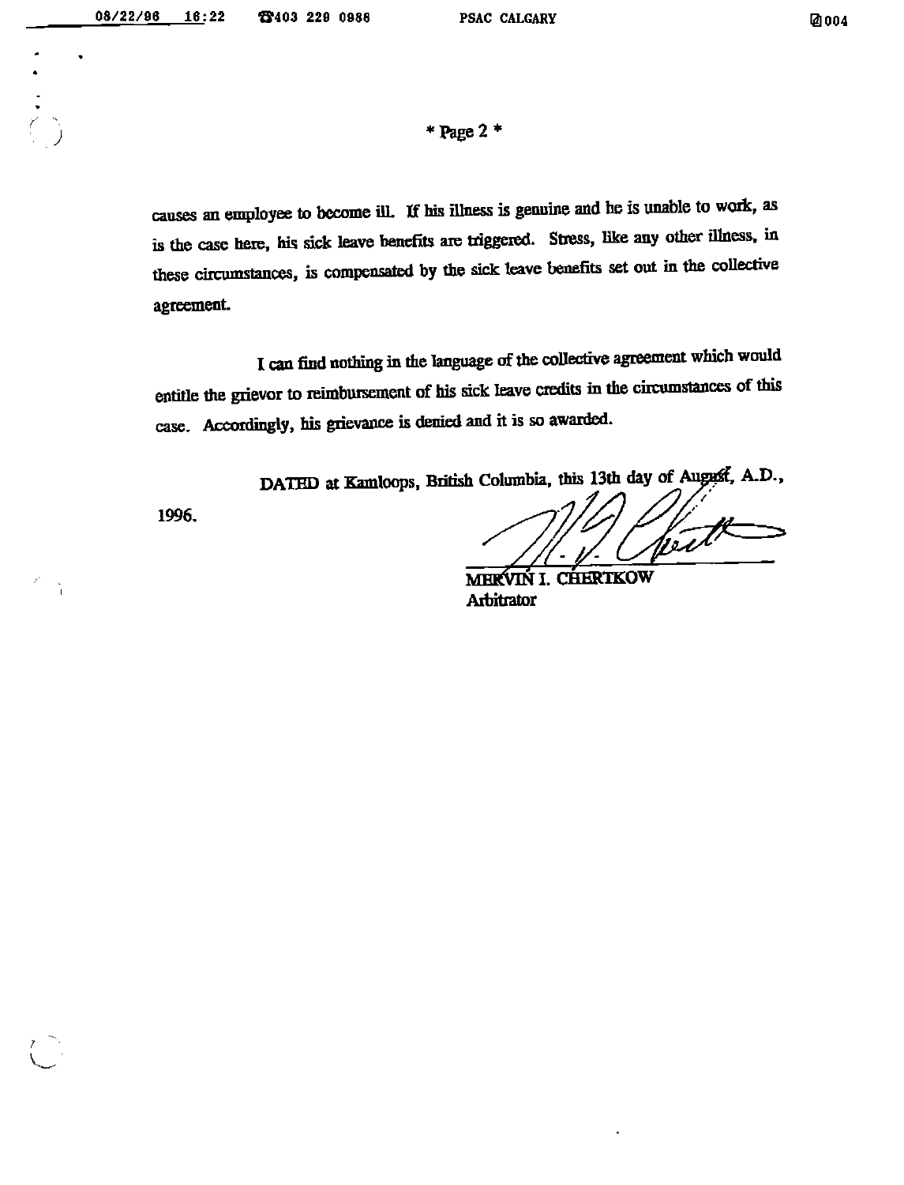causes an employee to become ill. If his illness is genuine and he is unable to work, as is the case here, his sick leave benefits are triggered. Stress, like any other illness, in these circumstances, is compensated by the sick leave benefits set out in the collective agreement.

I can find nothing in the language of the collective agreement which would entitle the grievor to reimbursement of his sick leave credits in the circumstances of this case. Accordingly, his grievance is denied and it is so awarded.

DATED at Kamloops, British Columbia, this 13th day of August, A.D., 1996.

MERVIN I. CHERTKOW
Arbitrator